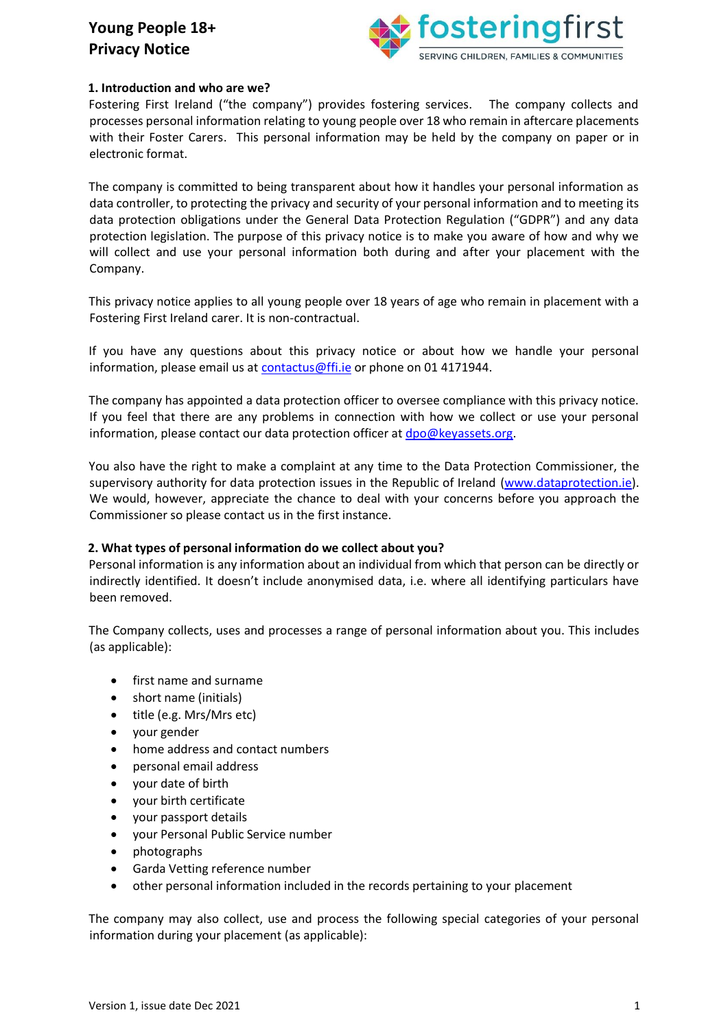# Young People 18+ Privacy Notice

## 1. Introduction and who are we?

Fostering First Ireland ("the company") provides fostering services. The company collects and processes personal information relating to young people over 18 who remain in aftercare placements with their Foster Carers. This personal information may be held by the company on paper or in electronic format.

The company is committed to being transparent about how it handles your personal information as data controller, to protecting the privacy and security of your personal information and to meeting its data protection obligations under the General Data Protection Regulation ("GDPR") and any data protection legislation. The purpose of this privacy notice is to make you aware of how and why we will collect and use your personal information both during and after your placement with the Company.

This privacy notice applies to all young people over 18 years of age who remain in placement with a Fostering First Ireland carer. It is non-contractual.

If you have any questions about this privacy notice or about how we handle your personal information, please email us at contactus@ffi.ie or phone on 01 4171944.

The company has appointed a data protection officer to oversee compliance with this privacy notice. If you feel that there are any problems in connection with how we collect or use your personal information, please contact our data protection officer at dpo@keyassets.org.

You also have the right to make a complaint at any time to the Data Protection Commissioner, the supervisory authority for data protection issues in the Republic of Ireland (www.dataprotection.ie). We would, however, appreciate the chance to deal with your concerns before you approach the Commissioner so please contact us in the first instance.

## 2. What types of personal information do we collect about you?

Personal information is any information about an individual from which that person can be directly or indirectly identified. It doesn't include anonymised data, i.e. where all identifying particulars have been removed.

The Company collects, uses and processes a range of personal information about you. This includes (as applicable):

- first name and surname
- short name (initials)
- title (e.g. Mrs/Mrs etc)
- your gender
- home address and contact numbers
- personal email address
- your date of birth
- your birth certificate
- your passport details
- your Personal Public Service number
- photographs
- Garda Vetting reference number
- other personal information included in the records pertaining to your placement

The company may also collect, use and process the following special categories of your personal information during your placement (as applicable):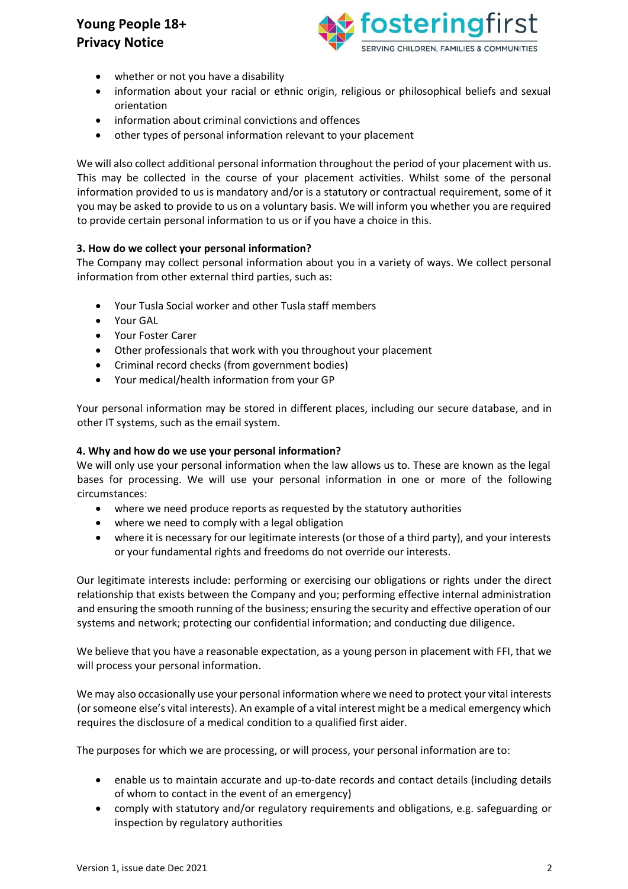- whether or not you have a disability
- information about your racial or ethnic origin, religious or philosophical beliefs and sexual orientation
- information about criminal convictions and offences
- other types of personal information relevant to your placement

We will also collect additional personal information throughout the period of your placement with us. This may be collected in the course of your placement activities. Whilst some of the personal information provided to us is mandatory and/or is a statutory or contractual requirement, some of it you may be asked to provide to us on a voluntary basis. We will inform you whether you are required to provide certain personal information to us or if you have a choice in this.

**3. How do we collect your personal information?**

The Company may collect personal information about you in a variety of ways. We collect personal information from other external third parties, such as:

- Your Tusla Social worker and other Tusla staff members
- Your GAL
- Your Foster Carer
- Other professionals that work with you throughout your placement
- Criminal record checks (from government bodies)
- Your medical/health information from your GP

Your personal information may be stored in different places, including our secure database, and in other IT systems, such as the email system.

**4. Why and how do we use your personal information?**

We will only use your personal information when the law allows us to. These are known as the legal bases for processing. We will use your personal information in one or more of the following circumstances:

- where we need produce reports as requested by the statutory authorities
- where we need to comply with a legal obligation
- where it is necessary for our legitimate interests (or those of a third party), and your interests or your fundamental rights and freedoms do not override our interests.

Our legitimate interests include: performing or exercising our obligations or rights under the direct relationship that exists between the Company and you; performing effective internal administration and ensuring the smooth running of the business; ensuring the security and effective operation of our systems and network; protecting our confidential information; and conducting due diligence.

We believe that you have a reasonable expectation, as a young person in placement with FFI, that we will process your personal information.

We may also occasionally use your personal information where we need to protect your vital interests (or someone else's vital interests). An example of a vital interest might be a medical emergency which requires the disclosure of a medical condition to a qualified first aider.

The purposes for which we are processing, or will process, your personal information are to:

- enable us to maintain accurate and up-to-date records and contact details (including details of whom to contact in the event of an emergency)
- comply with statutory and/or regulatory requirements and obligations, e.g. safeguarding or inspection by regulatory authorities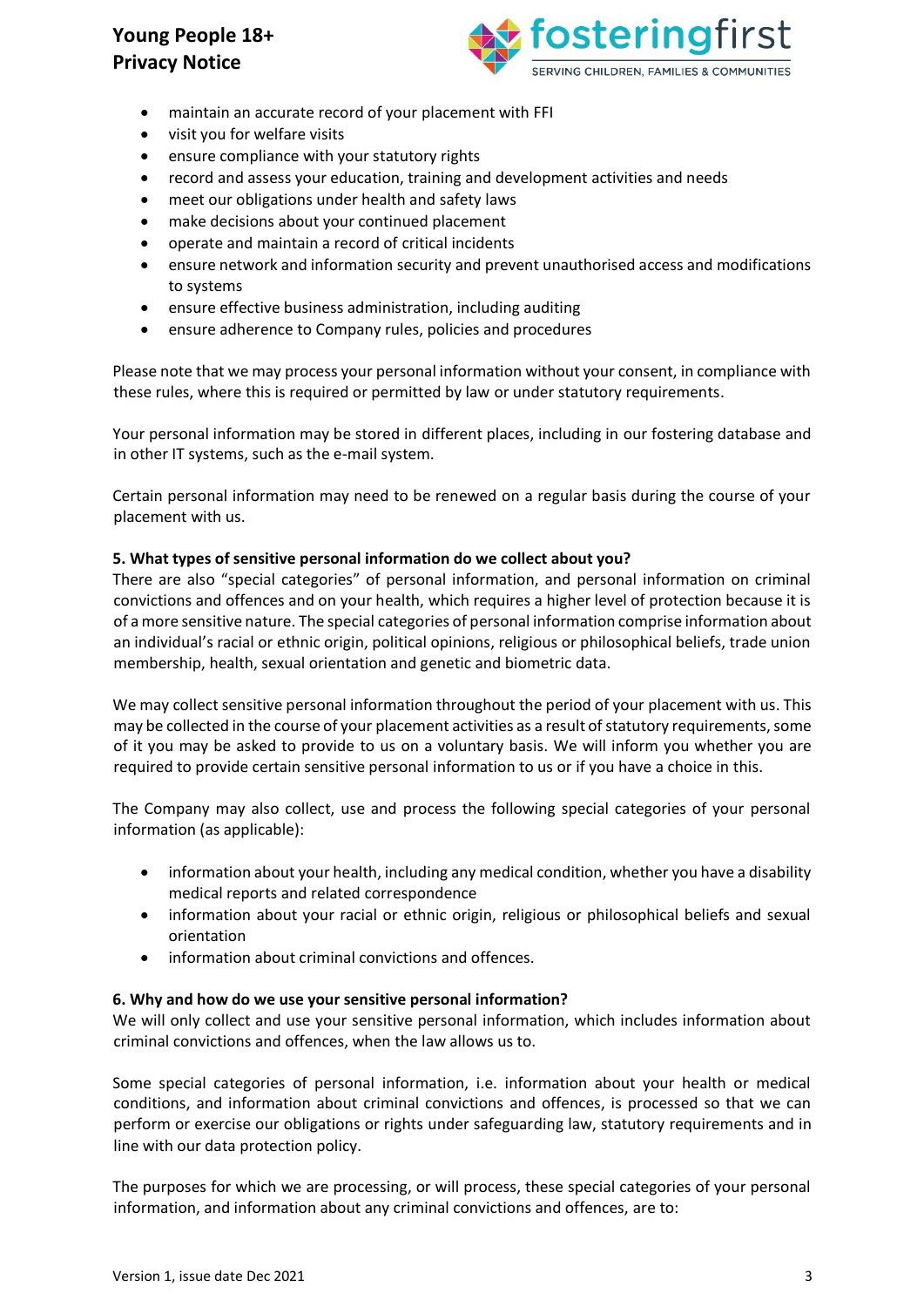- maintain an accurate record of your placement with FFI
- visit you for welfare visits
- ensure compliance with your statutory rights
- record and assess your education, training and development activities and needs
- meet our obligations under health and safety laws
- make decisions about your continued placement
- operate and maintain a record of critical incidents
- ensure network and information security and prevent unauthorised access and modifications to systems
- ensure effective business administration, including auditing
- ensure adherence to Company rules, policies and procedures

Please note that we may process your personal information without your consent, in compliance with these rules, where this is required or permitted by law or under statutory requirements.

Your personal information may be stored in different places, including in our fostering database and in other IT systems, such as the e-mail system.

Certain personal information may need to be renewed on a regular basis during the course of your placement with us.

**5. What types of sensitive personal information do we collect about you?**

There are also "special categories" of personal information, and personal information on criminal convictions and offences and on your health, which requires a higher level of protection because it is of a more sensitive nature. The special categories of personal information comprise information about an individual's racial or ethnic origin, political opinions, religious or philosophical beliefs, trade union membership, health, sexual orientation and genetic and biometric data.

We may collect sensitive personal information throughout the period of your placement with us. This may be collected in the course of your placement activities as a result of statutory requirements, some of it you may be asked to provide to us on a voluntary basis. We will inform you whether you are required to provide certain sensitive personal information to us or if you have a choice in this.

The Company may also collect, use and process the following special categories of your personal information (as applicable):

- information about your health, including any medical condition, whether you have a disability medical reports and related correspondence
- information about your racial or ethnic origin, religious or philosophical beliefs and sexual orientation
- information about criminal convictions and offences.

**6. Why and how do we use your sensitive personal information?**

We will only collect and use your sensitive personal information, which includes information about criminal convictions and offences, when the law allows us to.

Some special categories of personal information, i.e. information about your health or medical conditions, and information about criminal convictions and offences, is processed so that we can perform or exercise our obligations or rights under safeguarding law, statutory requirements and in line with our data protection policy.

The purposes for which we are processing, or will process, these special categories of your personal information, and information about any criminal convictions and offences, are to: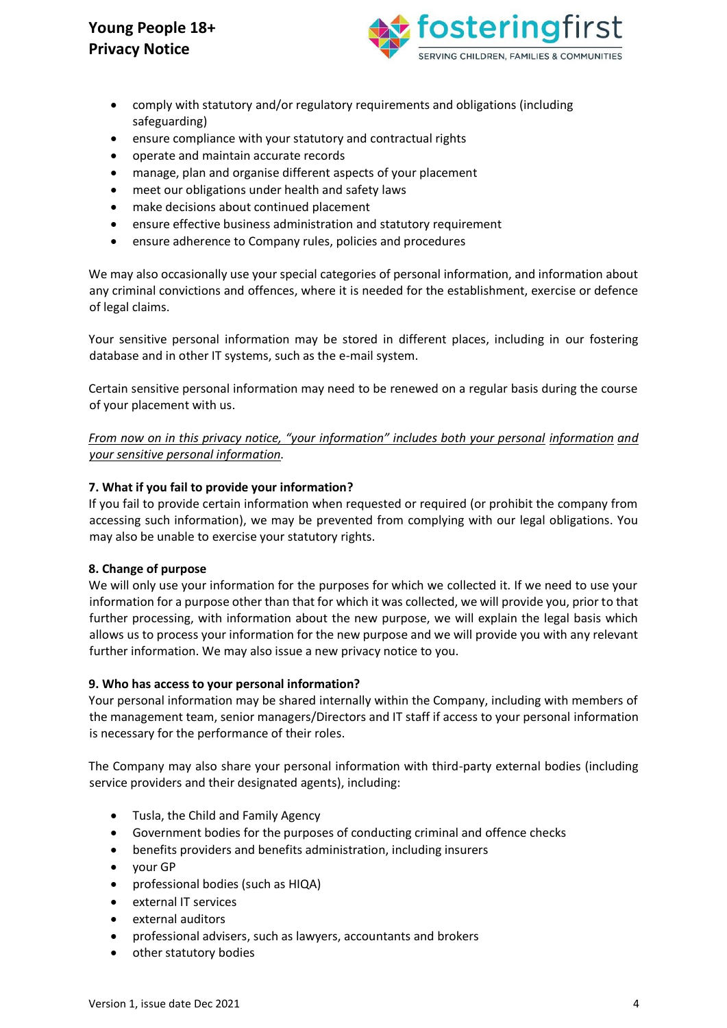- comply with statutory and/or regulatory requirements and obligations (including safeguarding)
- ensure compliance with your statutory and contractual rights
- operate and maintain accurate records
- manage, plan and organise different aspects of your placement
- meet our obligations under health and safety laws
- make decisions about continued placement
- ensure effective business administration and statutory requirement
- ensure adherence to Company rules, policies and procedures

We may also occasionally use your special categories of personal information, and information about any criminal convictions and offences, where it is needed for the establishment, exercise or defence of legal claims.

Your sensitive personal information may be stored in different places, including in our fostering database and in other IT systems, such as the e-mail system.

Certain sensitive personal information may need to be renewed on a regular basis during the course of your placement with us.

*From now on in this privacy notice, "your information" includes both your personal information and your sensitive personal information.*

**7. What if you fail to provide your information?**

If you fail to provide certain information when requested or required (or prohibit the company from accessing such information), we may be prevented from complying with our legal obligations. You may also be unable to exercise your statutory rights.

**8. Change of purpose**

We will only use your information for the purposes for which we collected it. If we need to use your information for a purpose other than that for which it was collected, we will provide you, prior to that further processing, with information about the new purpose, we will explain the legal basis which allows us to process your information for the new purpose and we will provide you with any relevant further information. We may also issue a new privacy notice to you.

**9. Who has access to your personal information?**

Your personal information may be shared internally within the Company, including with members of the management team, senior managers/Directors and IT staff if access to your personal information is necessary for the performance of their roles.

The Company may also share your personal information with third-party external bodies (including service providers and their designated agents), including:

- Tusla, the Child and Family Agency
- Government bodies for the purposes of conducting criminal and offence checks
- benefits providers and benefits administration, including insurers
- your GP
- professional bodies (such as HIQA)
- external IT services
- external auditors
- professional advisers, such as lawyers, accountants and brokers
- other statutory bodies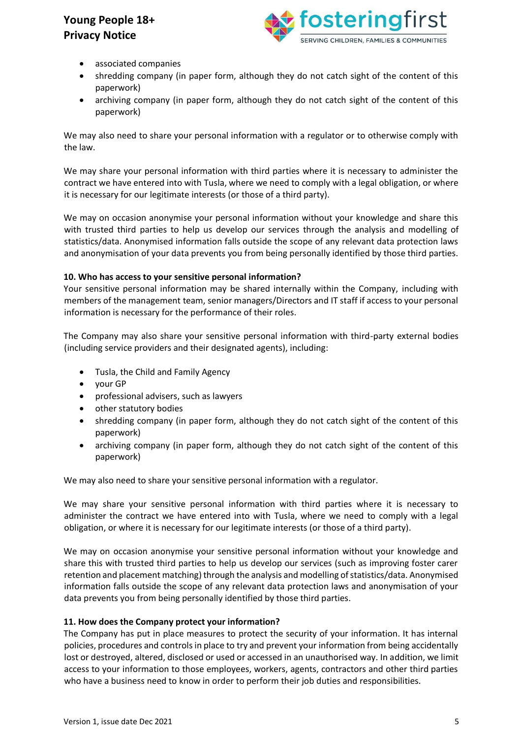- associated companies
- shredding company (in paper form, although they do not catch sight of the content of this paperwork)
- archiving company (in paper form, although they do not catch sight of the content of this paperwork)

We may also need to share your personal information with a regulator or to otherwise comply with the law.

We may share your personal information with third parties where it is necessary to administer the contract we have entered into with Tusla, where we need to comply with a legal obligation, or where it is necessary for our legitimate interests (or those of a third party).

We may on occasion anonymise your personal information without your knowledge and share this with trusted third parties to help us develop our services through the analysis and modelling of statistics/data. Anonymised information falls outside the scope of any relevant data protection laws and anonymisation of your data prevents you from being personally identified by those third parties.

**10. Who has access to your sensitive personal information?**

Your sensitive personal information may be shared internally within the Company, including with members of the management team, senior managers/Directors and IT staff if access to your personal information is necessary for the performance of their roles.

The Company may also share your sensitive personal information with third-party external bodies (including service providers and their designated agents), including:

- Tusla, the Child and Family Agency
- your GP
- professional advisers, such as lawyers
- other statutory bodies
- shredding company (in paper form, although they do not catch sight of the content of this paperwork)
- archiving company (in paper form, although they do not catch sight of the content of this paperwork)

We may also need to share your sensitive personal information with a regulator.

We may share your sensitive personal information with third parties where it is necessary to administer the contract we have entered into with Tusla, where we need to comply with a legal obligation, or where it is necessary for our legitimate interests (or those of a third party).

We may on occasion anonymise your sensitive personal information without your knowledge and share this with trusted third parties to help us develop our services (such as improving foster carer retention and placement matching) through the analysis and modelling of statistics/data. Anonymised information falls outside the scope of any relevant data protection laws and anonymisation of your data prevents you from being personally identified by those third parties.

**11. How does the Company protect your information?**

The Company has put in place measures to protect the security of your information. It has internal policies, procedures and controls in place to try and prevent your information from being accidentally lost or destroyed, altered, disclosed or used or accessed in an unauthorised way. In addition, we limit access to your information to those employees, workers, agents, contractors and other third parties who have a business need to know in order to perform their job duties and responsibilities.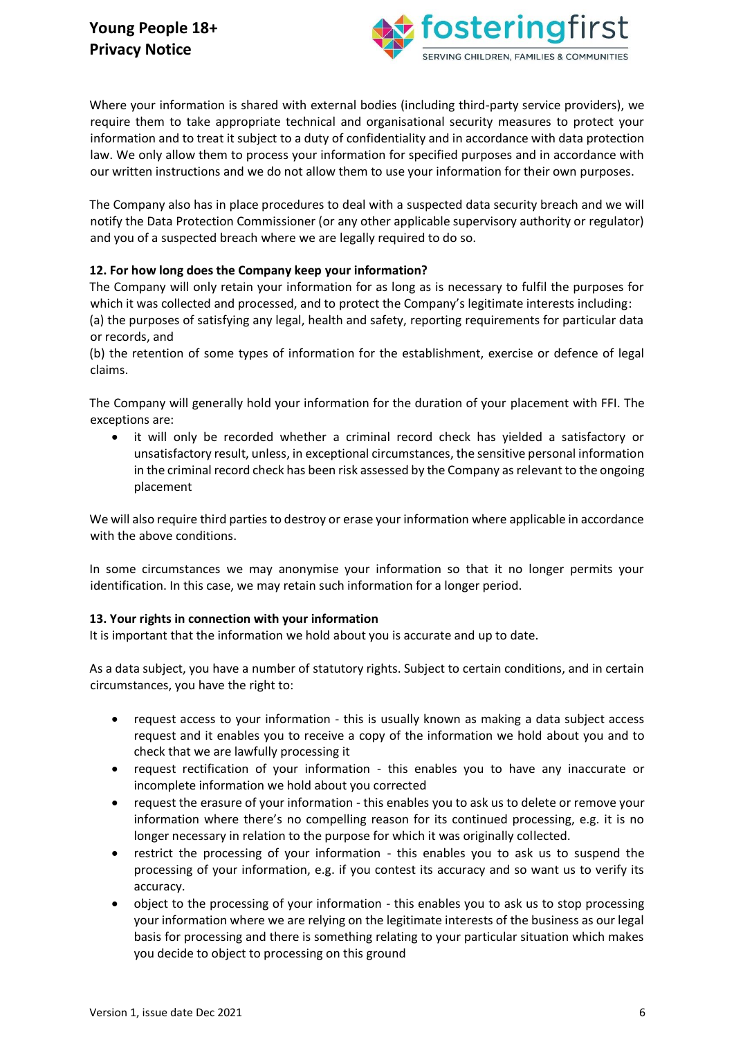Where your information is shared with external bodies (including third-party service providers), we require them to take appropriate technical and organisational security measures to protect your information and to treat it subject to a duty of confidentiality and in accordance with data protection law. We only allow them to process your information for specified purposes and in accordance with our written instructions and we do not allow them to use your information for their own purposes.

The Company also has in place procedures to deal with a suspected data security breach and we will notify the Data Protection Commissioner (or any other applicable supervisory authority or regulator) and you of a suspected breach where we are legally required to do so.

**12. For how long does the Company keep your information?**

The Company will only retain your information for as long as is necessary to fulfil the purposes for which it was collected and processed, and to protect the Company's legitimate interests including:
(a) the purposes of satisfying any legal, health and safety, reporting requirements for particular data or records, and
(b) the retention of some types of information for the establishment, exercise or defence of legal claims.

The Company will generally hold your information for the duration of your placement with FFI. The exceptions are:

- it will only be recorded whether a criminal record check has yielded a satisfactory or unsatisfactory result, unless, in exceptional circumstances, the sensitive personal information in the criminal record check has been risk assessed by the Company as relevant to the ongoing placement

We will also require third parties to destroy or erase your information where applicable in accordance with the above conditions.

In some circumstances we may anonymise your information so that it no longer permits your identification. In this case, we may retain such information for a longer period.

**13. Your rights in connection with your information**

It is important that the information we hold about you is accurate and up to date.

As a data subject, you have a number of statutory rights. Subject to certain conditions, and in certain circumstances, you have the right to:

- request access to your information - this is usually known as making a data subject access request and it enables you to receive a copy of the information we hold about you and to check that we are lawfully processing it
- request rectification of your information - this enables you to have any inaccurate or incomplete information we hold about you corrected
- request the erasure of your information - this enables you to ask us to delete or remove your information where there's no compelling reason for its continued processing, e.g. it is no longer necessary in relation to the purpose for which it was originally collected.
- restrict the processing of your information - this enables you to ask us to suspend the processing of your information, e.g. if you contest its accuracy and so want us to verify its accuracy.
- object to the processing of your information - this enables you to ask us to stop processing your information where we are relying on the legitimate interests of the business as our legal basis for processing and there is something relating to your particular situation which makes you decide to object to processing on this ground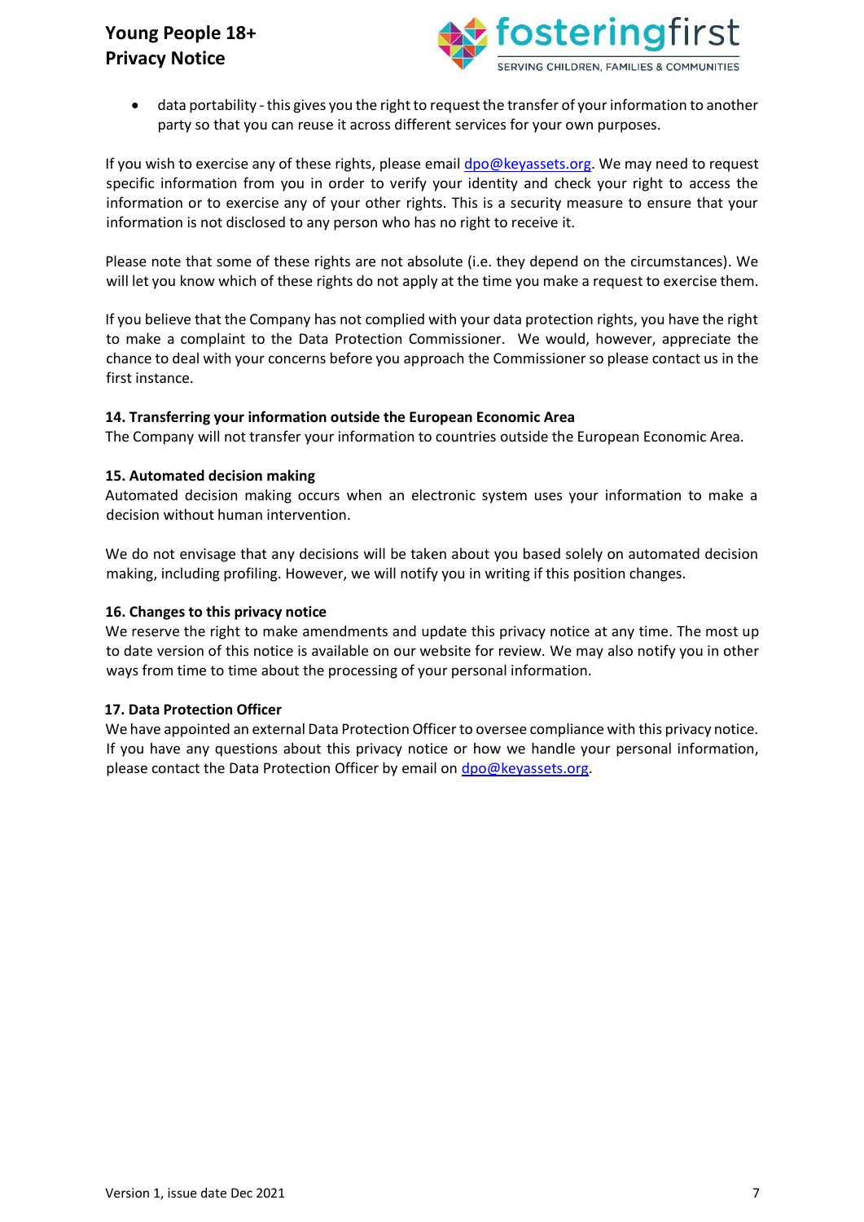- data portability - this gives you the right to request the transfer of your information to another party so that you can reuse it across different services for your own purposes.

If you wish to exercise any of these rights, please email dpo@keyassets.org. We may need to request specific information from you in order to verify your identity and check your right to access the information or to exercise any of your other rights. This is a security measure to ensure that your information is not disclosed to any person who has no right to receive it.

Please note that some of these rights are not absolute (i.e. they depend on the circumstances). We will let you know which of these rights do not apply at the time you make a request to exercise them.

If you believe that the Company has not complied with your data protection rights, you have the right to make a complaint to the Data Protection Commissioner. We would, however, appreciate the chance to deal with your concerns before you approach the Commissioner so please contact us in the first instance.

### 14. Transferring your information outside the European Economic Area

The Company will not transfer your information to countries outside the European Economic Area.

### 15. Automated decision making

Automated decision making occurs when an electronic system uses your information to make a decision without human intervention.

We do not envisage that any decisions will be taken about you based solely on automated decision making, including profiling. However, we will notify you in writing if this position changes.

### 16. Changes to this privacy notice

We reserve the right to make amendments and update this privacy notice at any time. The most up to date version of this notice is available on our website for review. We may also notify you in other ways from time to time about the processing of your personal information.

### 17. Data Protection Officer

We have appointed an external Data Protection Officer to oversee compliance with this privacy notice. If you have any questions about this privacy notice or how we handle your personal information, please contact the Data Protection Officer by email on dpo@keyassets.org.